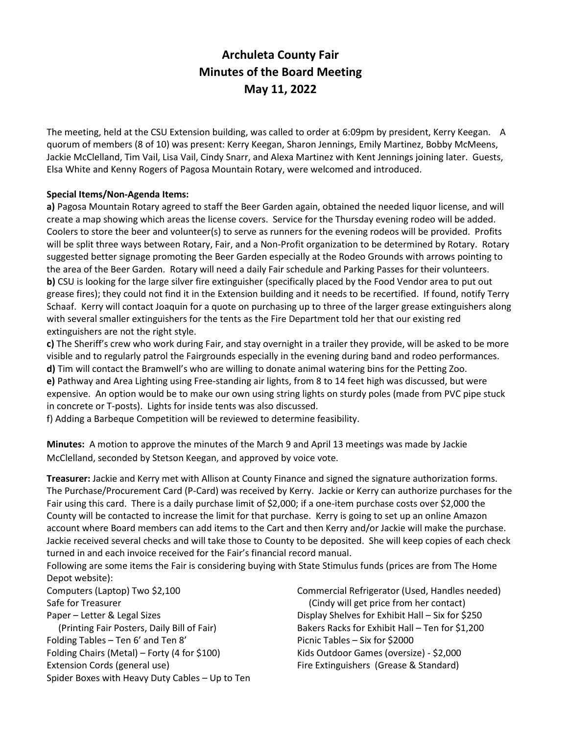# Archuleta County Fair
## Minutes of the Board Meeting
## May 11, 2022

The meeting, held at the CSU Extension building, was called to order at 6:09pm by president, Kerry Keegan. A quorum of members (8 of 10) was present: Kerry Keegan, Sharon Jennings, Emily Martinez, Bobby McMeens, Jackie McClelland, Tim Vail, Lisa Vail, Cindy Snarr, and Alexa Martinez with Kent Jennings joining later. Guests, Elsa White and Kenny Rogers of Pagosa Mountain Rotary, were welcomed and introduced.

**Special Items/Non-Agenda Items:**

**a)** Pagosa Mountain Rotary agreed to staff the Beer Garden again, obtained the needed liquor license, and will create a map showing which areas the license covers. Service for the Thursday evening rodeo will be added. Coolers to store the beer and volunteer(s) to serve as runners for the evening rodeos will be provided. Profits will be split three ways between Rotary, Fair, and a Non-Profit organization to be determined by Rotary. Rotary suggested better signage promoting the Beer Garden especially at the Rodeo Grounds with arrows pointing to the area of the Beer Garden. Rotary will need a daily Fair schedule and Parking Passes for their volunteers.

**b)** CSU is looking for the large silver fire extinguisher (specifically placed by the Food Vendor area to put out grease fires); they could not find it in the Extension building and it needs to be recertified. If found, notify Terry Schaaf. Kerry will contact Joaquin for a quote on purchasing up to three of the larger grease extinguishers along with several smaller extinguishers for the tents as the Fire Department told her that our existing red extinguishers are not the right style.

**c)** The Sheriff's crew who work during Fair, and stay overnight in a trailer they provide, will be asked to be more visible and to regularly patrol the Fairgrounds especially in the evening during band and rodeo performances.

**d)** Tim will contact the Bramwell's who are willing to donate animal watering bins for the Petting Zoo.

**e)** Pathway and Area Lighting using Free-standing air lights, from 8 to 14 feet high was discussed, but were expensive. An option would be to make our own using string lights on sturdy poles (made from PVC pipe stuck in concrete or T-posts). Lights for inside tents was also discussed.

f) Adding a Barbeque Competition will be reviewed to determine feasibility.

**Minutes:** A motion to approve the minutes of the March 9 and April 13 meetings was made by Jackie McClelland, seconded by Stetson Keegan, and approved by voice vote.

**Treasurer:** Jackie and Kerry met with Allison at County Finance and signed the signature authorization forms. The Purchase/Procurement Card (P-Card) was received by Kerry. Jackie or Kerry can authorize purchases for the Fair using this card. There is a daily purchase limit of $2,000; if a one-item purchase costs over $2,000 the County will be contacted to increase the limit for that purchase. Kerry is going to set up an online Amazon account where Board members can add items to the Cart and then Kerry and/or Jackie will make the purchase. Jackie received several checks and will take those to County to be deposited. She will keep copies of each check turned in and each invoice received for the Fair's financial record manual.

Following are some items the Fair is considering buying with State Stimulus funds (prices are from The Home Depot website):

- Computers (Laptop) Two $2,100
- Safe for Treasurer
- Paper – Letter & Legal Sizes
  (Printing Fair Posters, Daily Bill of Fair)
- Folding Tables – Ten 6' and Ten 8'
- Folding Chairs (Metal) – Forty (4 for $100)
- Extension Cords (general use)
- Spider Boxes with Heavy Duty Cables – Up to Ten
- Commercial Refrigerator (Used, Handles needed)
  (Cindy will get price from her contact)
- Display Shelves for Exhibit Hall – Six for $250
- Bakers Racks for Exhibit Hall – Ten for $1,200
- Picnic Tables – Six for $2000
- Kids Outdoor Games (oversize) - $2,000
- Fire Extinguishers (Grease & Standard)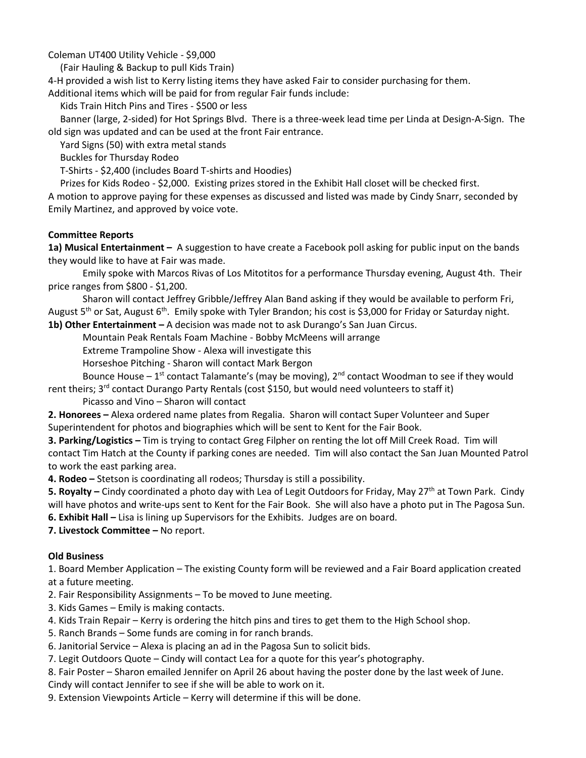Coleman UT400 Utility Vehicle - $9,000

(Fair Hauling & Backup to pull Kids Train)

4-H provided a wish list to Kerry listing items they have asked Fair to consider purchasing for them.

Additional items which will be paid for from regular Fair funds include:

Kids Train Hitch Pins and Tires - $500 or less

Banner (large, 2-sided) for Hot Springs Blvd. There is a three-week lead time per Linda at Design-A-Sign. The old sign was updated and can be used at the front Fair entrance.

Yard Signs (50) with extra metal stands

Buckles for Thursday Rodeo

T-Shirts - $2,400 (includes Board T-shirts and Hoodies)

Prizes for Kids Rodeo - $2,000. Existing prizes stored in the Exhibit Hall closet will be checked first.

A motion to approve paying for these expenses as discussed and listed was made by Cindy Snarr, seconded by Emily Martinez, and approved by voice vote.

**Committee Reports**

**1a) Musical Entertainment –** A suggestion to have create a Facebook poll asking for public input on the bands they would like to have at Fair was made.

Emily spoke with Marcos Rivas of Los Mitotitos for a performance Thursday evening, August 4th. Their price ranges from $800 - $1,200.

Sharon will contact Jeffrey Gribble/Jeffrey Alan Band asking if they would be available to perform Fri, August 5th or Sat, August 6th. Emily spoke with Tyler Brandon; his cost is $3,000 for Friday or Saturday night.

**1b) Other Entertainment –** A decision was made not to ask Durango's San Juan Circus.

Mountain Peak Rentals Foam Machine - Bobby McMeens will arrange

Extreme Trampoline Show - Alexa will investigate this

Horseshoe Pitching - Sharon will contact Mark Bergon

Bounce House – 1st contact Talamante's (may be moving), 2nd contact Woodman to see if they would rent theirs; 3rd contact Durango Party Rentals (cost $150, but would need volunteers to staff it)

Picasso and Vino – Sharon will contact

**2. Honorees –** Alexa ordered name plates from Regalia. Sharon will contact Super Volunteer and Super Superintendent for photos and biographies which will be sent to Kent for the Fair Book.

**3. Parking/Logistics –** Tim is trying to contact Greg Filpher on renting the lot off Mill Creek Road. Tim will contact Tim Hatch at the County if parking cones are needed. Tim will also contact the San Juan Mounted Patrol to work the east parking area.

**4. Rodeo –** Stetson is coordinating all rodeos; Thursday is still a possibility.

**5. Royalty –** Cindy coordinated a photo day with Lea of Legit Outdoors for Friday, May 27th at Town Park. Cindy will have photos and write-ups sent to Kent for the Fair Book. She will also have a photo put in The Pagosa Sun.

**6. Exhibit Hall –** Lisa is lining up Supervisors for the Exhibits. Judges are on board.

**7. Livestock Committee –** No report.

**Old Business**

1. Board Member Application – The existing County form will be reviewed and a Fair Board application created at a future meeting.
2. Fair Responsibility Assignments – To be moved to June meeting.
3. Kids Games – Emily is making contacts.
4. Kids Train Repair – Kerry is ordering the hitch pins and tires to get them to the High School shop.
5. Ranch Brands – Some funds are coming in for ranch brands.
6. Janitorial Service – Alexa is placing an ad in the Pagosa Sun to solicit bids.
7. Legit Outdoors Quote – Cindy will contact Lea for a quote for this year's photography.
8. Fair Poster – Sharon emailed Jennifer on April 26 about having the poster done by the last week of June. Cindy will contact Jennifer to see if she will be able to work on it.
9. Extension Viewpoints Article – Kerry will determine if this will be done.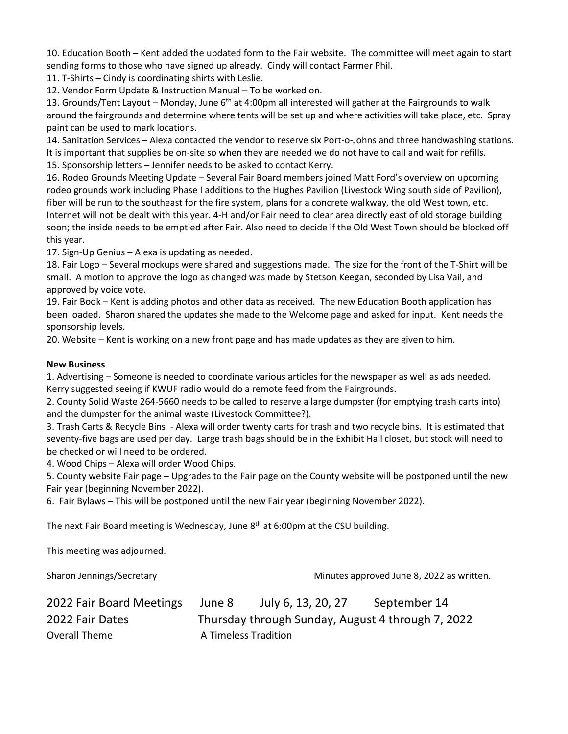10. Education Booth – Kent added the updated form to the Fair website. The committee will meet again to start sending forms to those who have signed up already. Cindy will contact Farmer Phil.

11. T-Shirts – Cindy is coordinating shirts with Leslie.

12. Vendor Form Update & Instruction Manual – To be worked on.

13. Grounds/Tent Layout – Monday, June 6th at 4:00pm all interested will gather at the Fairgrounds to walk around the fairgrounds and determine where tents will be set up and where activities will take place, etc. Spray paint can be used to mark locations.

14. Sanitation Services – Alexa contacted the vendor to reserve six Port-o-Johns and three handwashing stations. It is important that supplies be on-site so when they are needed we do not have to call and wait for refills.

15. Sponsorship letters – Jennifer needs to be asked to contact Kerry.

16. Rodeo Grounds Meeting Update – Several Fair Board members joined Matt Ford's overview on upcoming rodeo grounds work including Phase I additions to the Hughes Pavilion (Livestock Wing south side of Pavilion), fiber will be run to the southeast for the fire system, plans for a concrete walkway, the old West town, etc. Internet will not be dealt with this year. 4-H and/or Fair need to clear area directly east of old storage building soon; the inside needs to be emptied after Fair. Also need to decide if the Old West Town should be blocked off this year.

17. Sign-Up Genius – Alexa is updating as needed.

18. Fair Logo – Several mockups were shared and suggestions made. The size for the front of the T-Shirt will be small. A motion to approve the logo as changed was made by Stetson Keegan, seconded by Lisa Vail, and approved by voice vote.

19. Fair Book – Kent is adding photos and other data as received. The new Education Booth application has been loaded. Sharon shared the updates she made to the Welcome page and asked for input. Kent needs the sponsorship levels.

20. Website – Kent is working on a new front page and has made updates as they are given to him.

**New Business**

1. Advertising – Someone is needed to coordinate various articles for the newspaper as well as ads needed. Kerry suggested seeing if KWUF radio would do a remote feed from the Fairgrounds.

2. County Solid Waste 264-5660 needs to be called to reserve a large dumpster (for emptying trash carts into) and the dumpster for the animal waste (Livestock Committee?).

3. Trash Carts & Recycle Bins - Alexa will order twenty carts for trash and two recycle bins. It is estimated that seventy-five bags are used per day. Large trash bags should be in the Exhibit Hall closet, but stock will need to be checked or will need to be ordered.

4. Wood Chips – Alexa will order Wood Chips.

5. County website Fair page – Upgrades to the Fair page on the County website will be postponed until the new Fair year (beginning November 2022).

6. Fair Bylaws – This will be postponed until the new Fair year (beginning November 2022).

The next Fair Board meeting is Wednesday, June 8th at 6:00pm at the CSU building.

This meeting was adjourned.

Sharon Jennings/Secretary

Minutes approved June 8, 2022 as written.

2022 Fair Board Meetings June 8 July 6, 13, 20, 27 September 14

2022 Fair Dates Thursday through Sunday, August 4 through 7, 2022

Overall Theme A Timeless Tradition